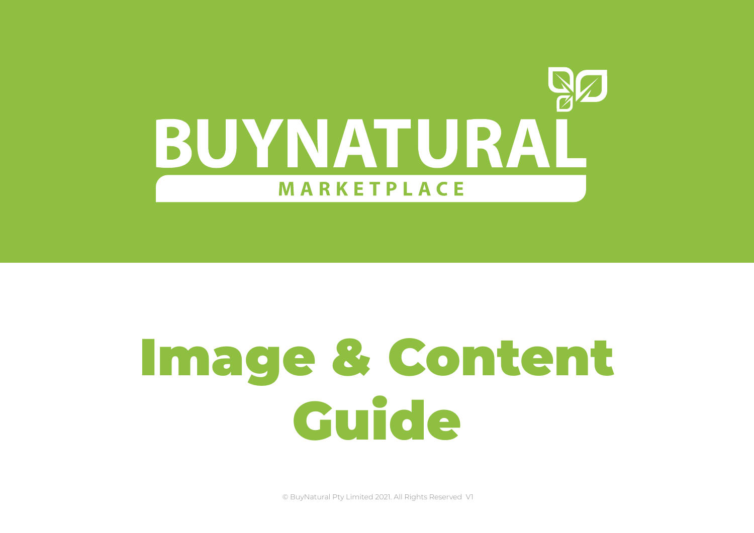BUYNATURAL

MARKETPLACE

# Image & Content Guide

© BuyNatural Pty Limited 2021. All Rights Reserved V1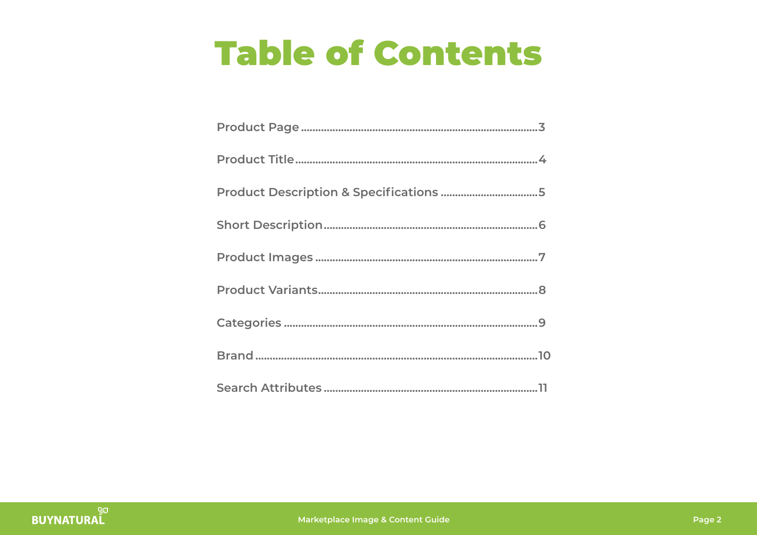# Table of Contents

- Product Page ........ 3
- Product Title ........ 4
- Product Description & Specifications ........ 5
- Short Description ........ 6
- Product Images ........ 7
- Product Variants ........ 8
- Categories ........ 9
- Brand ........ 10
- Search Attributes ........ 11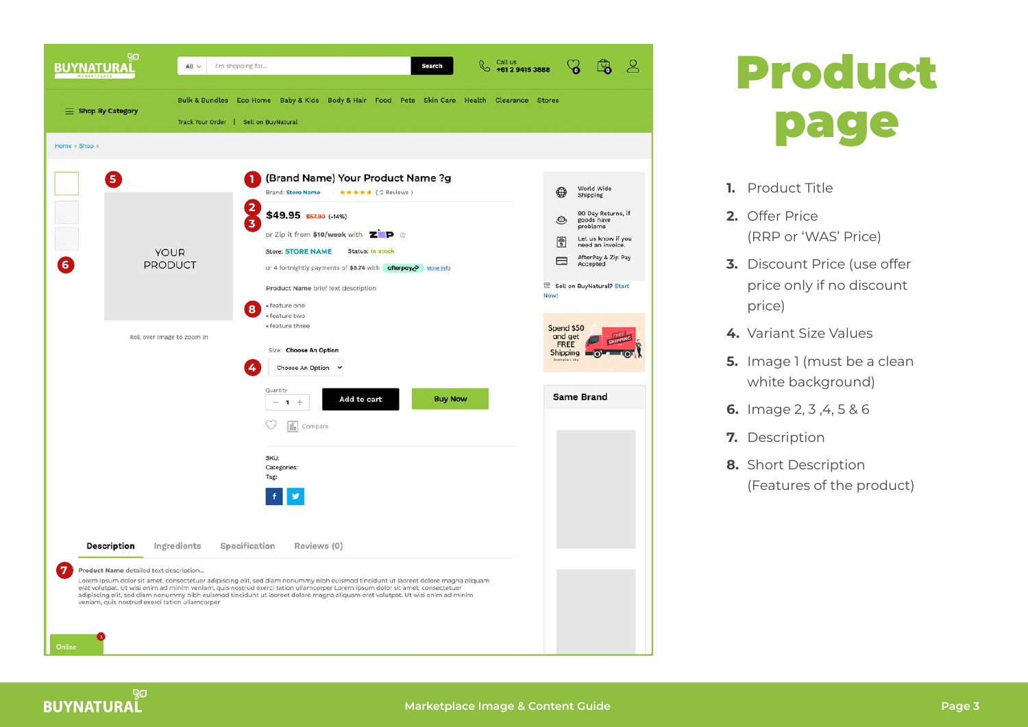# Product page

1. Product Title
2. Offer Price (RRP or 'WAS' Price)
3. Discount Price (use offer price only if no discount price)
4. Variant Size Values
5. Image 1 (must be a clean white background)
6. Image 2, 3 ,4, 5 & 6
7. Description
8. Short Description (Features of the product)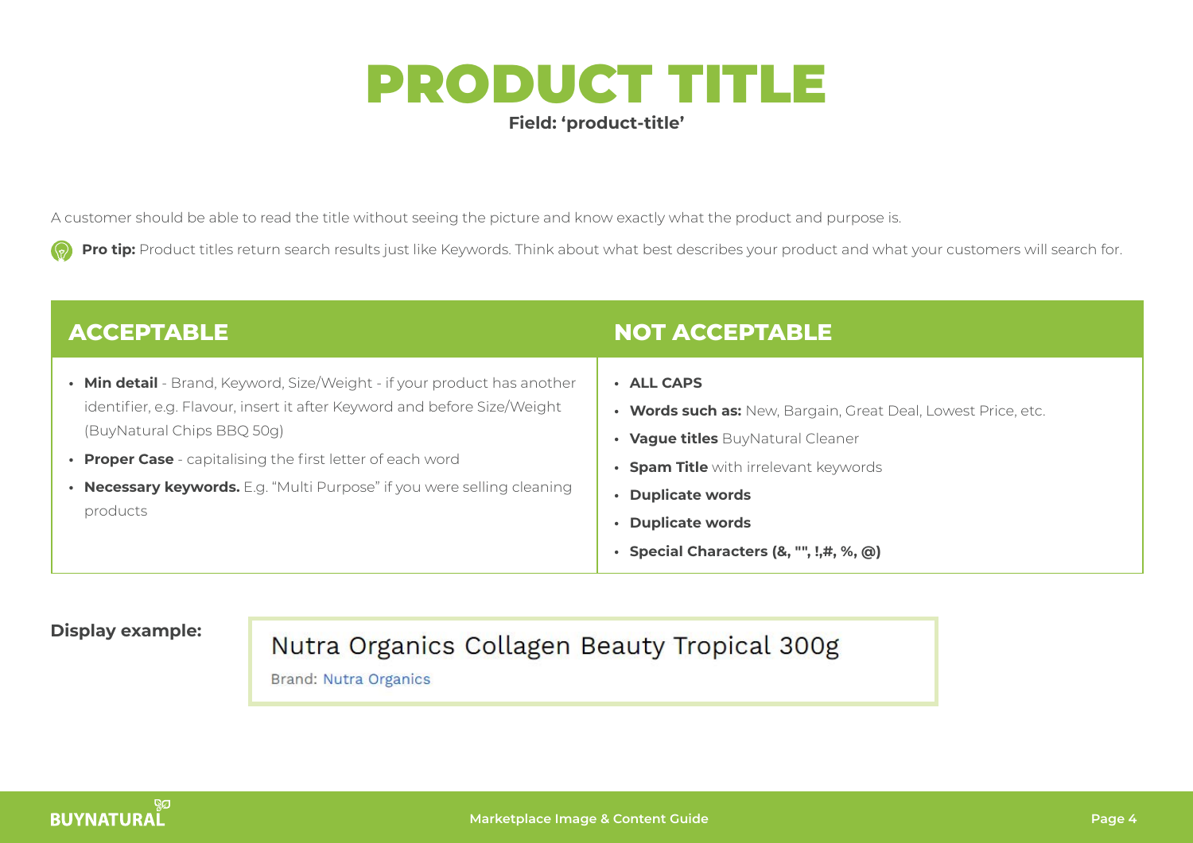# PRODUCT TITLE

**Field: 'product-title'**

A customer should be able to read the title without seeing the picture and know exactly what the product and purpose is.

**Pro tip:** Product titles return search results just like Keywords. Think about what best describes your product and what your customers will search for.

| ACCEPTABLE | NOT ACCEPTABLE |
| --- | --- |
| • **Min detail** - Brand, Keyword, Size/Weight - if your product has another identifier, e.g. Flavour, insert it after Keyword and before Size/Weight (BuyNatural Chips BBQ 50g)<br>• **Proper Case** - capitalising the first letter of each word<br>• **Necessary keywords.** E.g. "Multi Purpose" if you were selling cleaning products | • **ALL CAPS**<br>• **Words such as:** New, Bargain, Great Deal, Lowest Price, etc.<br>• **Vague titles** BuyNatural Cleaner<br>• **Spam Title** with irrelevant keywords<br>• **Duplicate words**<br>• **Duplicate words**<br>• **Special Characters (&, "", !,#, %, @)** |

**Display example:**

Nutra Organics Collagen Beauty Tropical 300g

Brand: Nutra Organics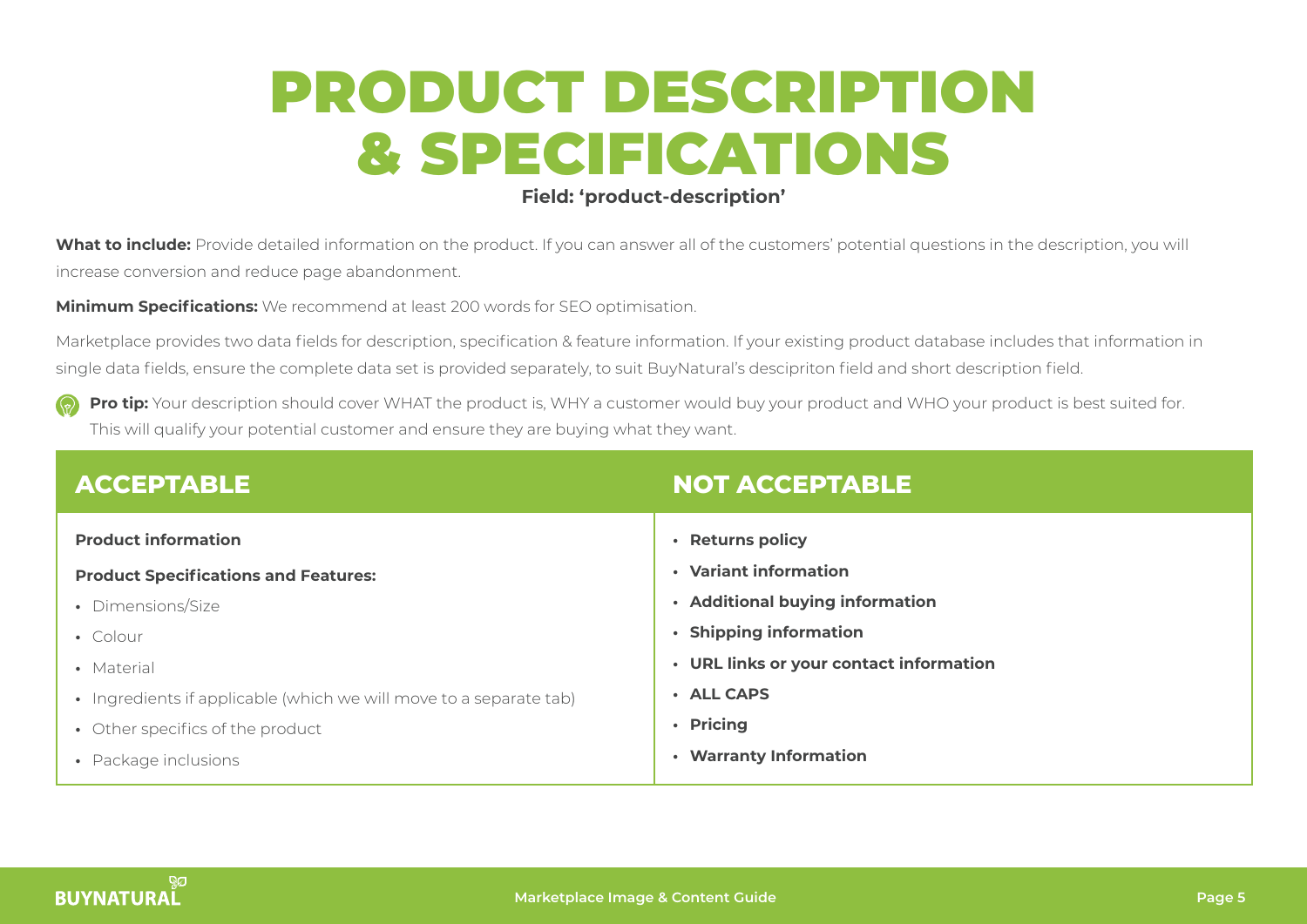# PRODUCT DESCRIPTION & SPECIFICATIONS

**Field: 'product-description'**

**What to include:** Provide detailed information on the product. If you can answer all of the customers' potential questions in the description, you will increase conversion and reduce page abandonment.

**Minimum Specifications:** We recommend at least 200 words for SEO optimisation.

Marketplace provides two data fields for description, specification & feature information. If your existing product database includes that information in single data fields, ensure the complete data set is provided separately, to suit BuyNatural's descipriton field and short description field.

**Pro tip:** Your description should cover WHAT the product is, WHY a customer would buy your product and WHO your product is best suited for. This will qualify your potential customer and ensure they are buying what they want.

| ACCEPTABLE | NOT ACCEPTABLE |
|---|---|
| **Product information** | • **Returns policy** |
| **Product Specifications and Features:** | • **Variant information** |
| • Dimensions/Size | • **Additional buying information** |
| • Colour | • **Shipping information** |
| • Material | • **URL links or your contact information** |
| • Ingredients if applicable (which we will move to a separate tab) | • **ALL CAPS** |
| • Other specifics of the product | • **Pricing** |
| • Package inclusions | • **Warranty Information** |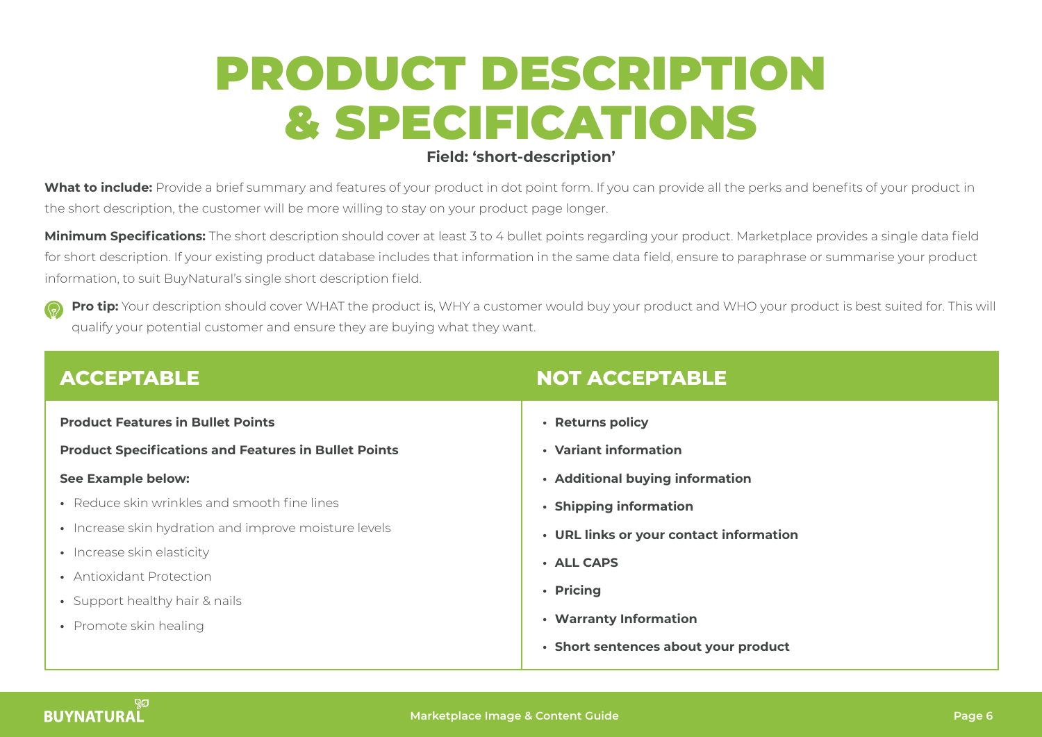# PRODUCT DESCRIPTION & SPECIFICATIONS

**Field: 'short-description'**

**What to include:** Provide a brief summary and features of your product in dot point form. If you can provide all the perks and benefits of your product in the short description, the customer will be more willing to stay on your product page longer.

**Minimum Specifications:** The short description should cover at least 3 to 4 bullet points regarding your product. Marketplace provides a single data field for short description. If your existing product database includes that information in the same data field, ensure to paraphrase or summarise your product information, to suit BuyNatural's single short description field.

**Pro tip:** Your description should cover WHAT the product is, WHY a customer would buy your product and WHO your product is best suited for. This will qualify your potential customer and ensure they are buying what they want.

| ACCEPTABLE | NOT ACCEPTABLE |
| --- | --- |
| **Product Features in Bullet Points**<br>**Product Specifications and Features in Bullet Points**<br>**See Example below:**<br>• Reduce skin wrinkles and smooth fine lines<br>• Increase skin hydration and improve moisture levels<br>• Increase skin elasticity<br>• Antioxidant Protection<br>• Support healthy hair & nails<br>• Promote skin healing | • **Returns policy**<br>• **Variant information**<br>• **Additional buying information**<br>• **Shipping information**<br>• **URL links or your contact information**<br>• **ALL CAPS**<br>• **Pricing**<br>• **Warranty Information**<br>• **Short sentences about your product** |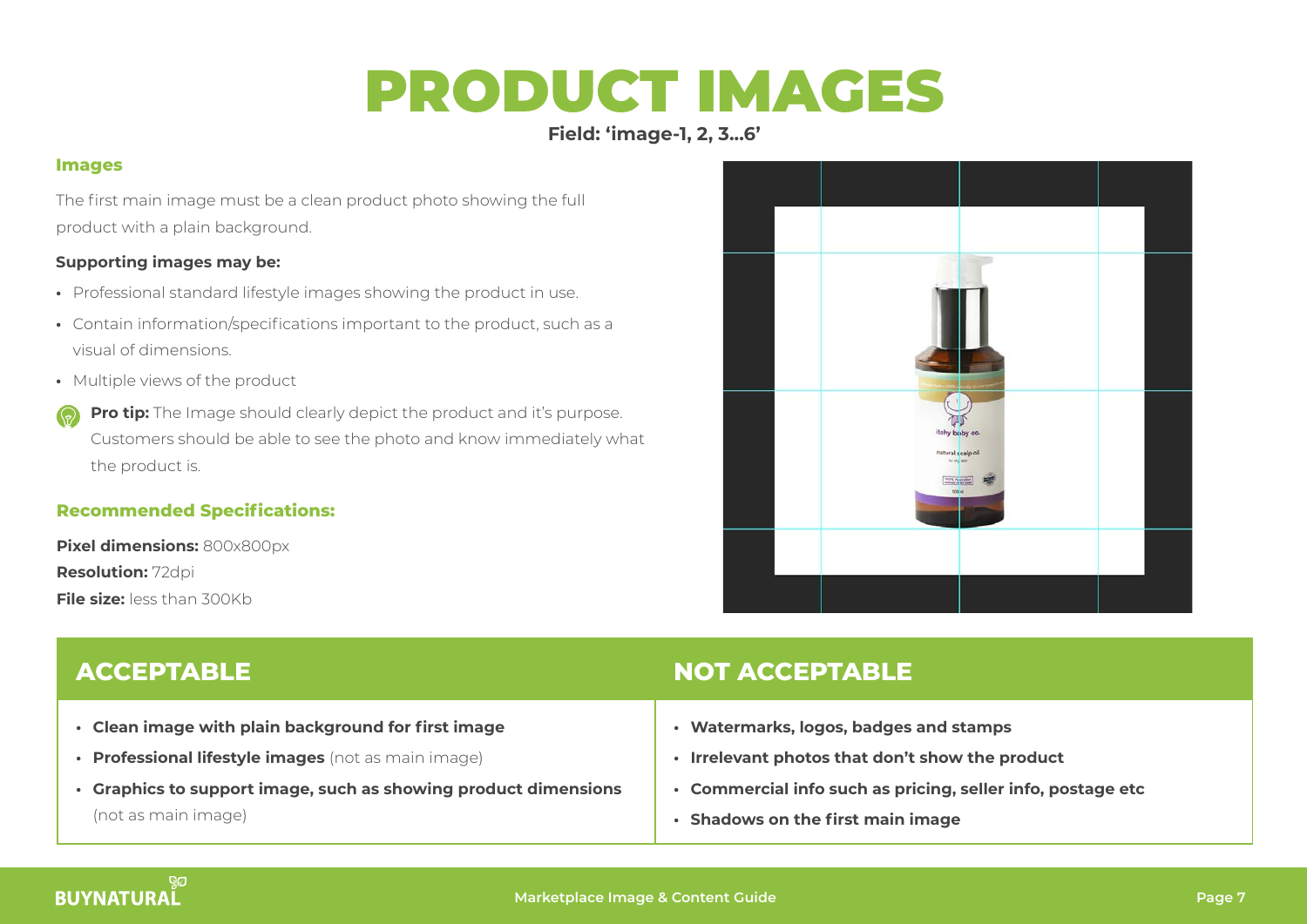# PRODUCT IMAGES

**Field: 'image-1, 2, 3...6'**

### Images

The first main image must be a clean product photo showing the full product with a plain background.

**Supporting images may be:**

- Professional standard lifestyle images showing the product in use.
- Contain information/specifications important to the product, such as a visual of dimensions.
- Multiple views of the product

**Pro tip:** The Image should clearly depict the product and it's purpose. Customers should be able to see the photo and know immediately what the product is.

### Recommended Specifications:

**Pixel dimensions:** 800x800px
**Resolution:** 72dpi
**File size:** less than 300Kb

| ACCEPTABLE | NOT ACCEPTABLE |
|---|---|
| • **Clean image with plain background for first image**<br>• **Professional lifestyle images** (not as main image)<br>• **Graphics to support image, such as showing product dimensions** (not as main image) | • **Watermarks, logos, badges and stamps**<br>• **Irrelevant photos that don't show the product**<br>• **Commercial info such as pricing, seller info, postage etc**<br>• **Shadows on the first main image** |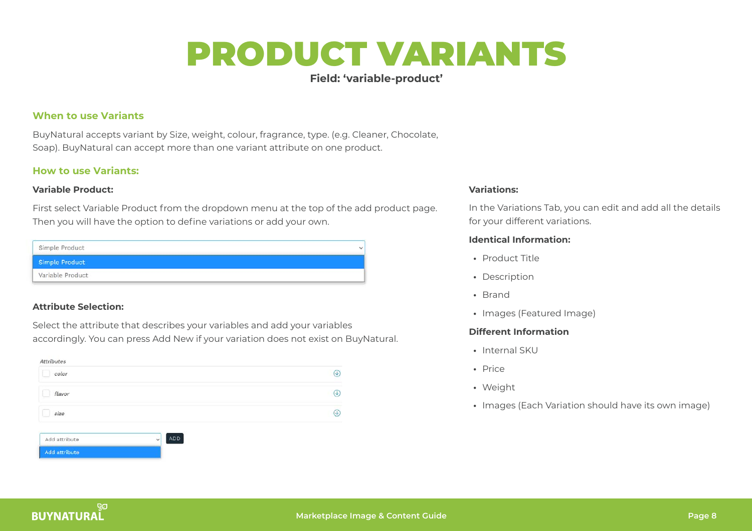# PRODUCT VARIANTS

**Field: 'variable-product'**

## When to use Variants

BuyNatural accepts variant by Size, weight, colour, fragrance, type. (e.g. Cleaner, Chocolate, Soap). BuyNatural can accept more than one variant attribute on one product.

## How to use Variants:

### Variable Product:

First select Variable Product from the dropdown menu at the top of the add product page. Then you will have the option to define variations or add your own.

### Attribute Selection:

Select the attribute that describes your variables and add your variables accordingly. You can press Add New if your variation does not exist on BuyNatural.

### Variations:

In the Variations Tab, you can edit and add all the details for your different variations.

### Identical Information:

- Product Title
- Description
- Brand
- Images (Featured Image)

### Different Information

- Internal SKU
- Price
- Weight
- Images (Each Variation should have its own image)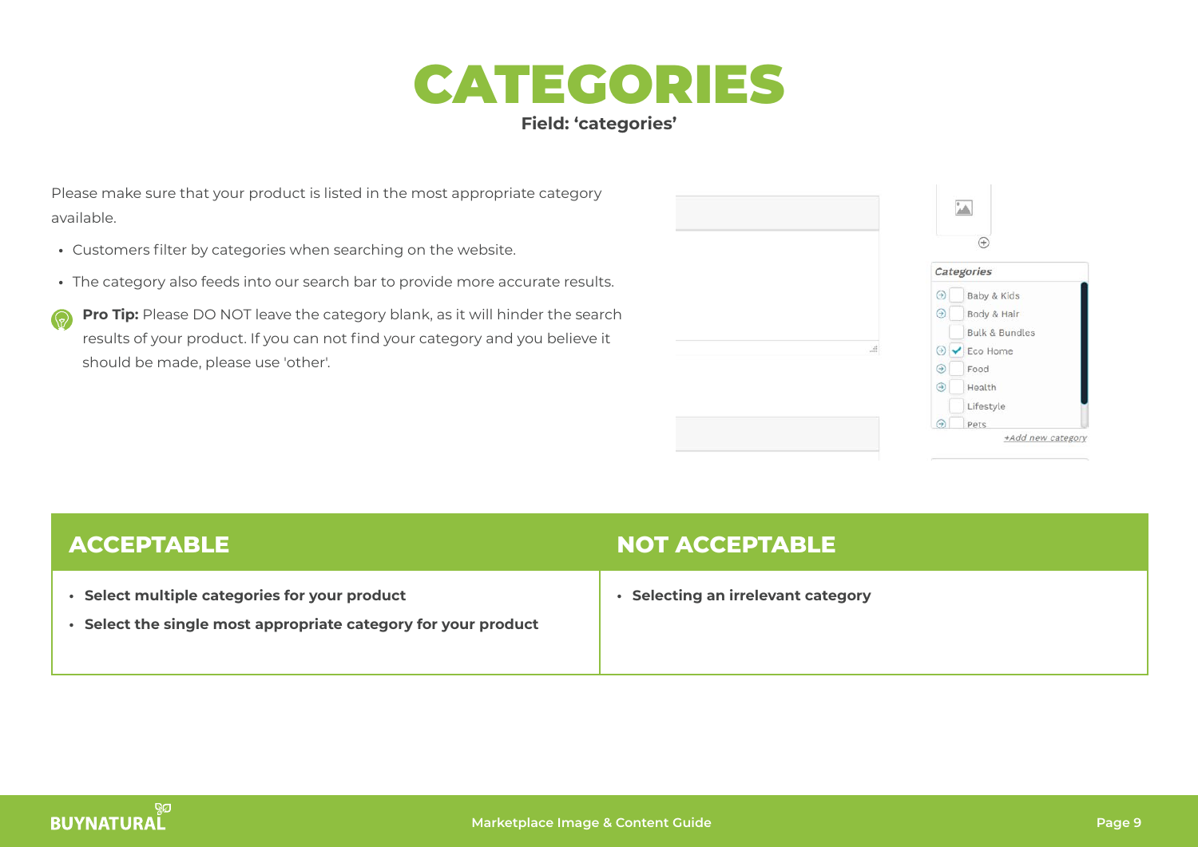# CATEGORIES

**Field: 'categories'**

Please make sure that your product is listed in the most appropriate category available.

- Customers filter by categories when searching on the website.
- The category also feeds into our search bar to provide more accurate results.

**Pro Tip:** Please DO NOT leave the category blank, as it will hinder the search results of your product. If you can not find your category and you believe it should be made, please use 'other'.

| ACCEPTABLE | NOT ACCEPTABLE |
|---|---|
| • **Select multiple categories for your product**<br>• **Select the single most appropriate category for your product** | • **Selecting an irrelevant category** |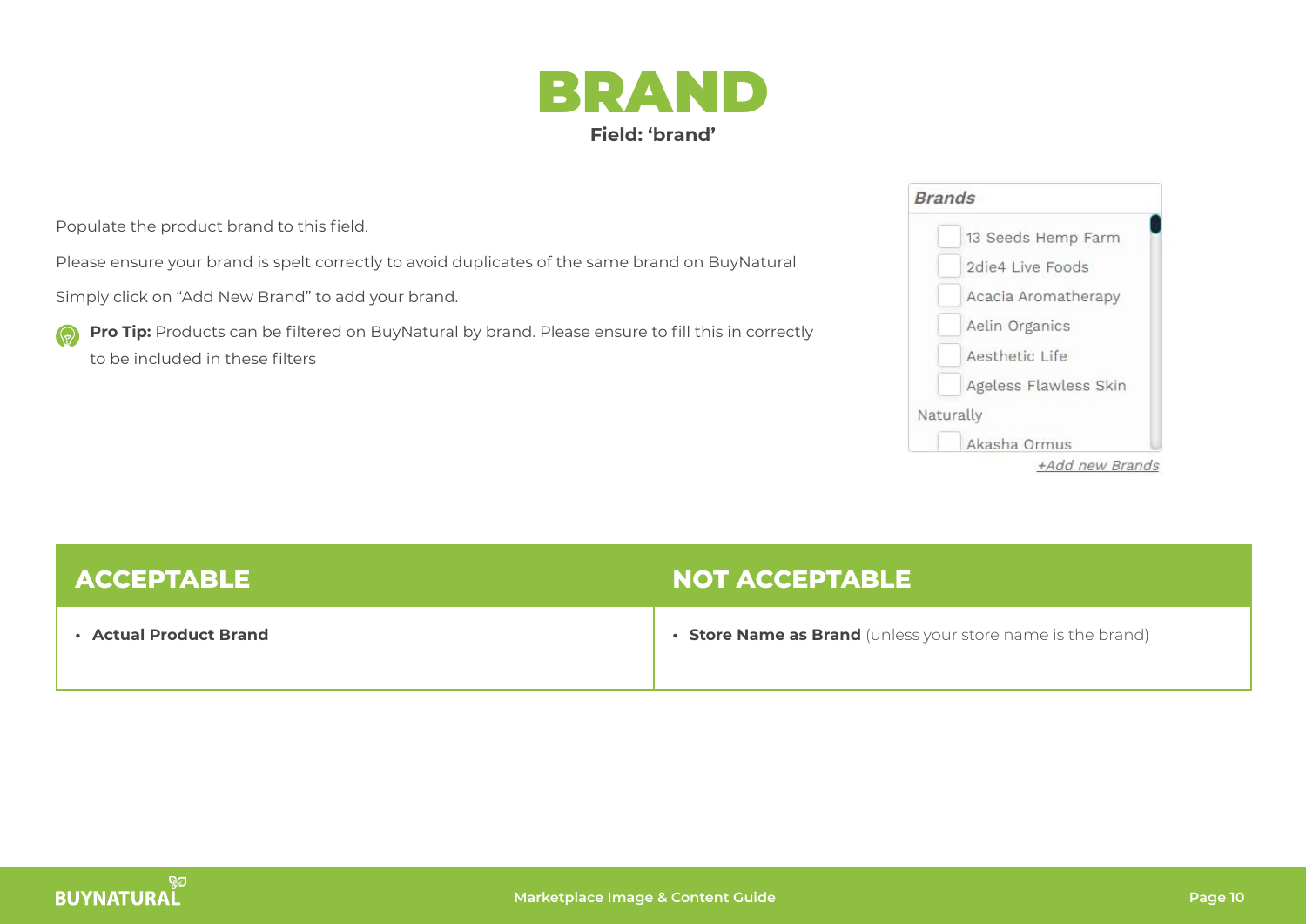# BRAND

**Field: 'brand'**

Populate the product brand to this field.

Please ensure your brand is spelt correctly to avoid duplicates of the same brand on BuyNatural

Simply click on "Add New Brand" to add your brand.

**Pro Tip:** Products can be filtered on BuyNatural by brand. Please ensure to fill this in correctly to be included in these filters

*Brands*

- 13 Seeds Hemp Farm
- 2die4 Live Foods
- Acacia Aromatherapy
- Aelin Organics
- Aesthetic Life
- Ageless Flawless Skin Naturally
- Akasha Ormus

*+Add new Brands*

| ACCEPTABLE | NOT ACCEPTABLE |
| --- | --- |
| • **Actual Product Brand** | • **Store Name as Brand** (unless your store name is the brand) |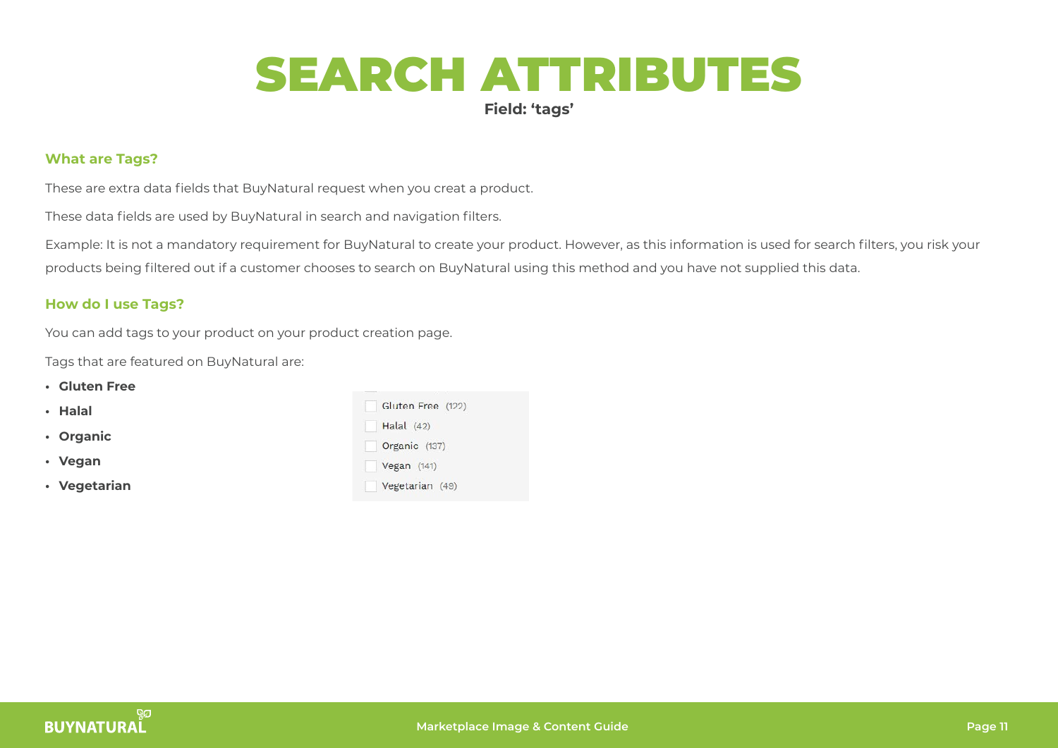# SEARCH ATTRIBUTES

**Field: 'tags'**

### What are Tags?

These are extra data fields that BuyNatural request when you creat a product.

These data fields are used by BuyNatural in search and navigation filters.

Example: It is not a mandatory requirement for BuyNatural to create your product. However, as this information is used for search filters, you risk your products being filtered out if a customer chooses to search on BuyNatural using this method and you have not supplied this data.

### How do I use Tags?

You can add tags to your product on your product creation page.

Tags that are featured on BuyNatural are:

- **Gluten Free**
- **Halal**
- **Organic**
- **Vegan**
- **Vegetarian**

Gluten Free (122)
Halal (42)
Organic (137)
Vegan (141)
Vegetarian (49)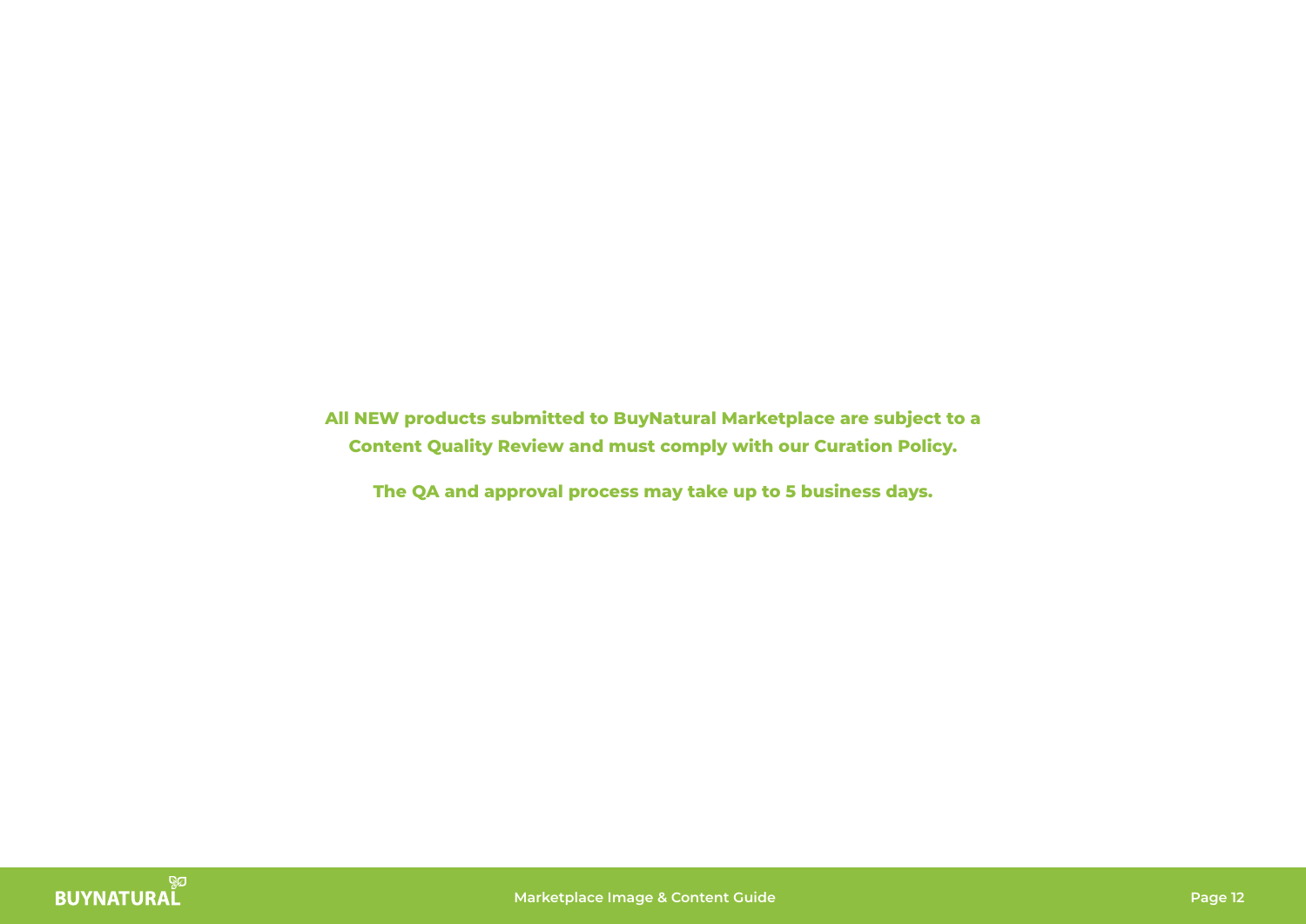**All NEW products submitted to BuyNatural Marketplace are subject to a Content Quality Review and must comply with our Curation Policy.**

**The QA and approval process may take up to 5 business days.**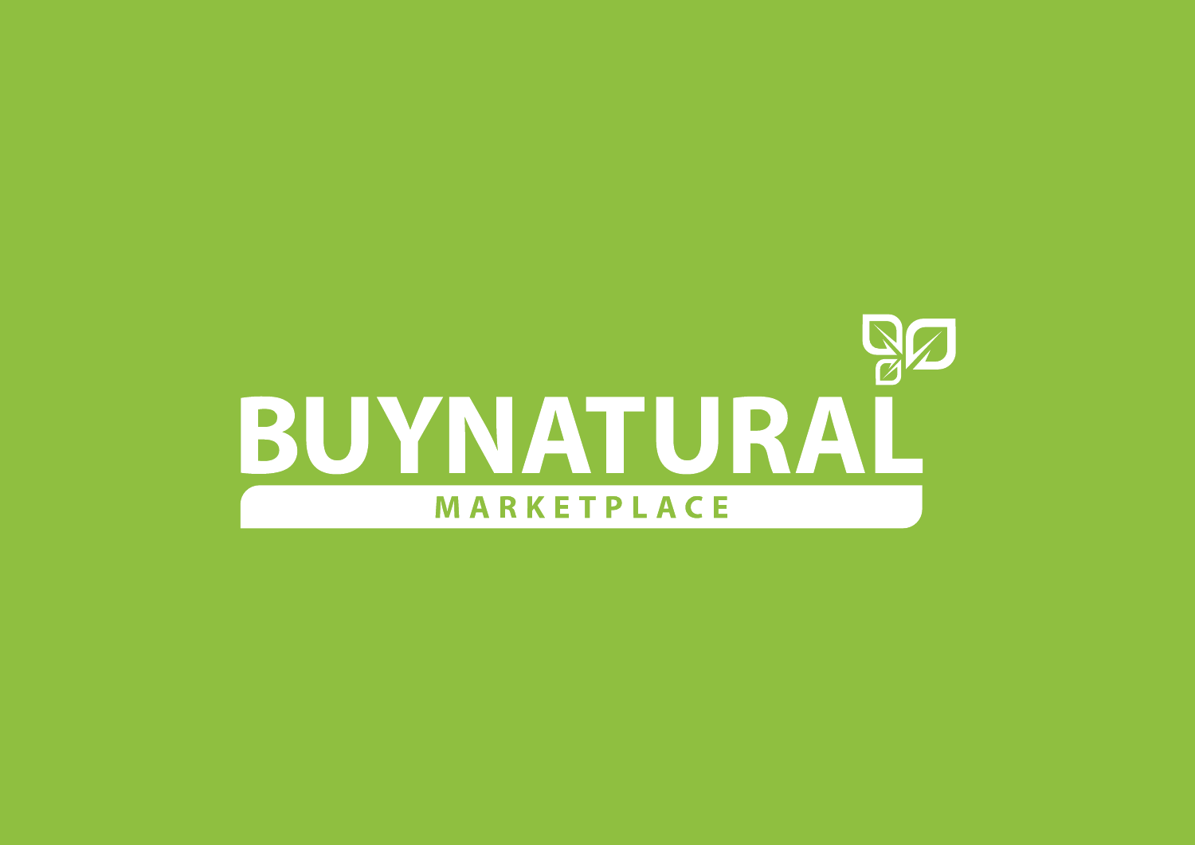BUYNATURAL

MARKETPLACE